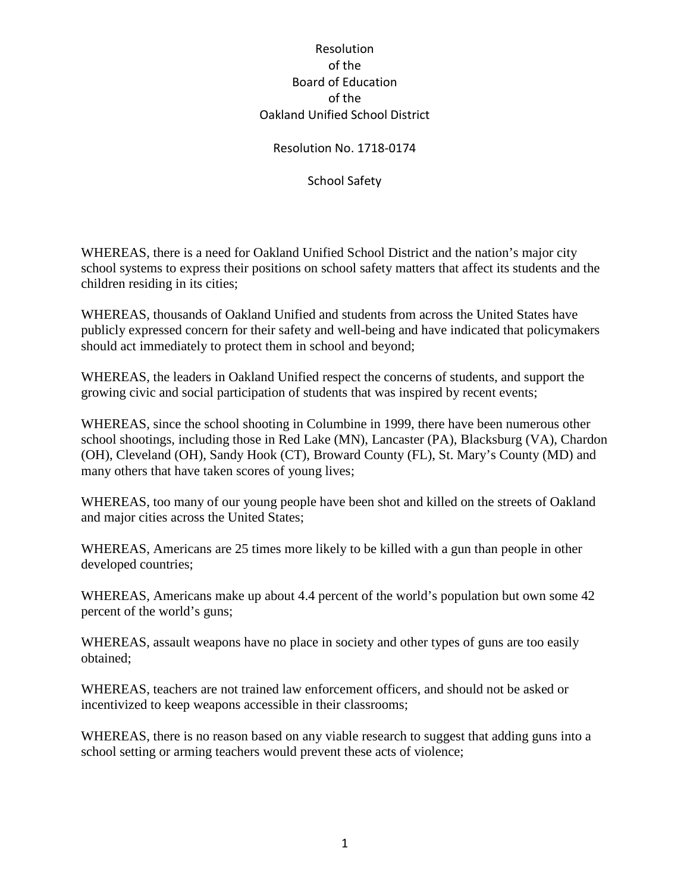# Resolution
# of the
# Board of Education
# of the
# Oakland Unified School District

## Resolution No. 1718-0174

## School Safety

WHEREAS, there is a need for Oakland Unified School District and the nation's major city school systems to express their positions on school safety matters that affect its students and the children residing in its cities;

WHEREAS, thousands of Oakland Unified and students from across the United States have publicly expressed concern for their safety and well-being and have indicated that policymakers should act immediately to protect them in school and beyond;

WHEREAS, the leaders in Oakland Unified respect the concerns of students, and support the growing civic and social participation of students that was inspired by recent events;

WHEREAS, since the school shooting in Columbine in 1999, there have been numerous other school shootings, including those in Red Lake (MN), Lancaster (PA), Blacksburg (VA), Chardon (OH), Cleveland (OH), Sandy Hook (CT), Broward County (FL), St. Mary's County (MD) and many others that have taken scores of young lives;

WHEREAS, too many of our young people have been shot and killed on the streets of Oakland and major cities across the United States;

WHEREAS, Americans are 25 times more likely to be killed with a gun than people in other developed countries;

WHEREAS, Americans make up about 4.4 percent of the world's population but own some 42 percent of the world's guns;

WHEREAS, assault weapons have no place in society and other types of guns are too easily obtained;

WHEREAS, teachers are not trained law enforcement officers, and should not be asked or incentivized to keep weapons accessible in their classrooms;

WHEREAS, there is no reason based on any viable research to suggest that adding guns into a school setting or arming teachers would prevent these acts of violence;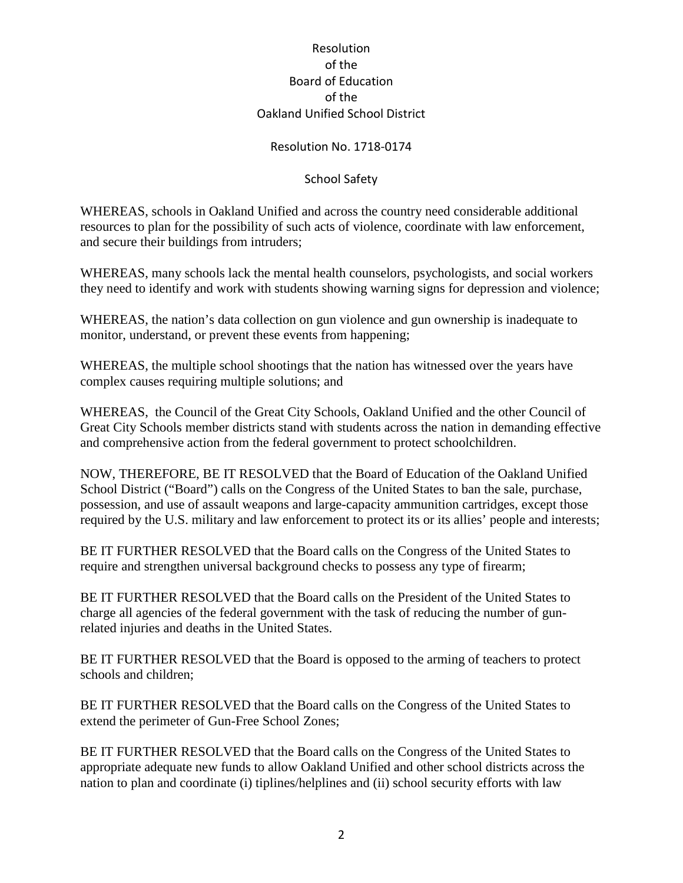Resolution
of the
Board of Education
of the
Oakland Unified School District

Resolution No. 1718-0174

School Safety

WHEREAS, schools in Oakland Unified and across the country need considerable additional resources to plan for the possibility of such acts of violence, coordinate with law enforcement, and secure their buildings from intruders;

WHEREAS, many schools lack the mental health counselors, psychologists, and social workers they need to identify and work with students showing warning signs for depression and violence;

WHEREAS, the nation's data collection on gun violence and gun ownership is inadequate to monitor, understand, or prevent these events from happening;

WHEREAS, the multiple school shootings that the nation has witnessed over the years have complex causes requiring multiple solutions; and

WHEREAS, the Council of the Great City Schools, Oakland Unified and the other Council of Great City Schools member districts stand with students across the nation in demanding effective and comprehensive action from the federal government to protect schoolchildren.

NOW, THEREFORE, BE IT RESOLVED that the Board of Education of the Oakland Unified School District ("Board") calls on the Congress of the United States to ban the sale, purchase, possession, and use of assault weapons and large-capacity ammunition cartridges, except those required by the U.S. military and law enforcement to protect its or its allies' people and interests;

BE IT FURTHER RESOLVED that the Board calls on the Congress of the United States to require and strengthen universal background checks to possess any type of firearm;

BE IT FURTHER RESOLVED that the Board calls on the President of the United States to charge all agencies of the federal government with the task of reducing the number of gun-related injuries and deaths in the United States.

BE IT FURTHER RESOLVED that the Board is opposed to the arming of teachers to protect schools and children;

BE IT FURTHER RESOLVED that the Board calls on the Congress of the United States to extend the perimeter of Gun-Free School Zones;

BE IT FURTHER RESOLVED that the Board calls on the Congress of the United States to appropriate adequate new funds to allow Oakland Unified and other school districts across the nation to plan and coordinate (i) tiplines/helplines and (ii) school security efforts with law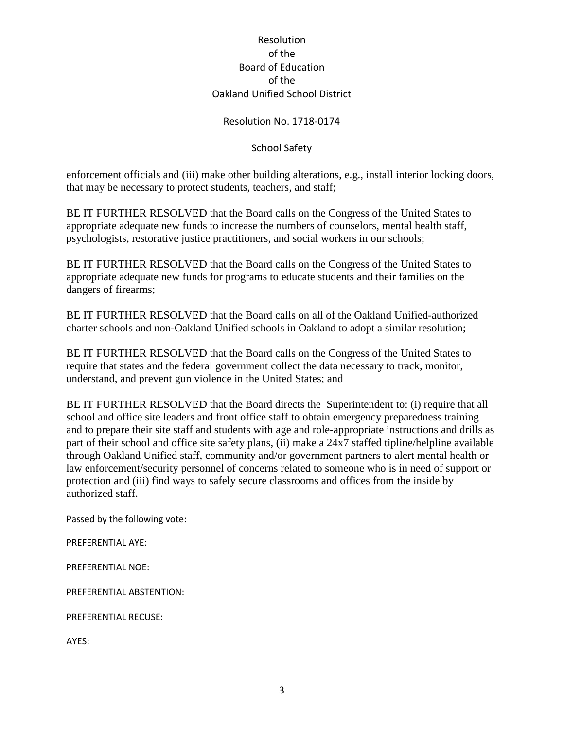Resolution
of the
Board of Education
of the
Oakland Unified School District

Resolution No. 1718-0174

School Safety

enforcement officials and (iii) make other building alterations, e.g., install interior locking doors, that may be necessary to protect students, teachers, and staff;

BE IT FURTHER RESOLVED that the Board calls on the Congress of the United States to appropriate adequate new funds to increase the numbers of counselors, mental health staff, psychologists, restorative justice practitioners, and social workers in our schools;

BE IT FURTHER RESOLVED that the Board calls on the Congress of the United States to appropriate adequate new funds for programs to educate students and their families on the dangers of firearms;

BE IT FURTHER RESOLVED that the Board calls on all of the Oakland Unified-authorized charter schools and non-Oakland Unified schools in Oakland to adopt a similar resolution;

BE IT FURTHER RESOLVED that the Board calls on the Congress of the United States to require that states and the federal government collect the data necessary to track, monitor, understand, and prevent gun violence in the United States; and

BE IT FURTHER RESOLVED that the Board directs the Superintendent to: (i) require that all school and office site leaders and front office staff to obtain emergency preparedness training and to prepare their site staff and students with age and role-appropriate instructions and drills as part of their school and office site safety plans, (ii) make a 24x7 staffed tipline/helpline available through Oakland Unified staff, community and/or government partners to alert mental health or law enforcement/security personnel of concerns related to someone who is in need of support or protection and (iii) find ways to safely secure classrooms and offices from the inside by authorized staff.

Passed by the following vote:

PREFERENTIAL AYE:

PREFERENTIAL NOE:

PREFERENTIAL ABSTENTION:

PREFERENTIAL RECUSE:

AYES: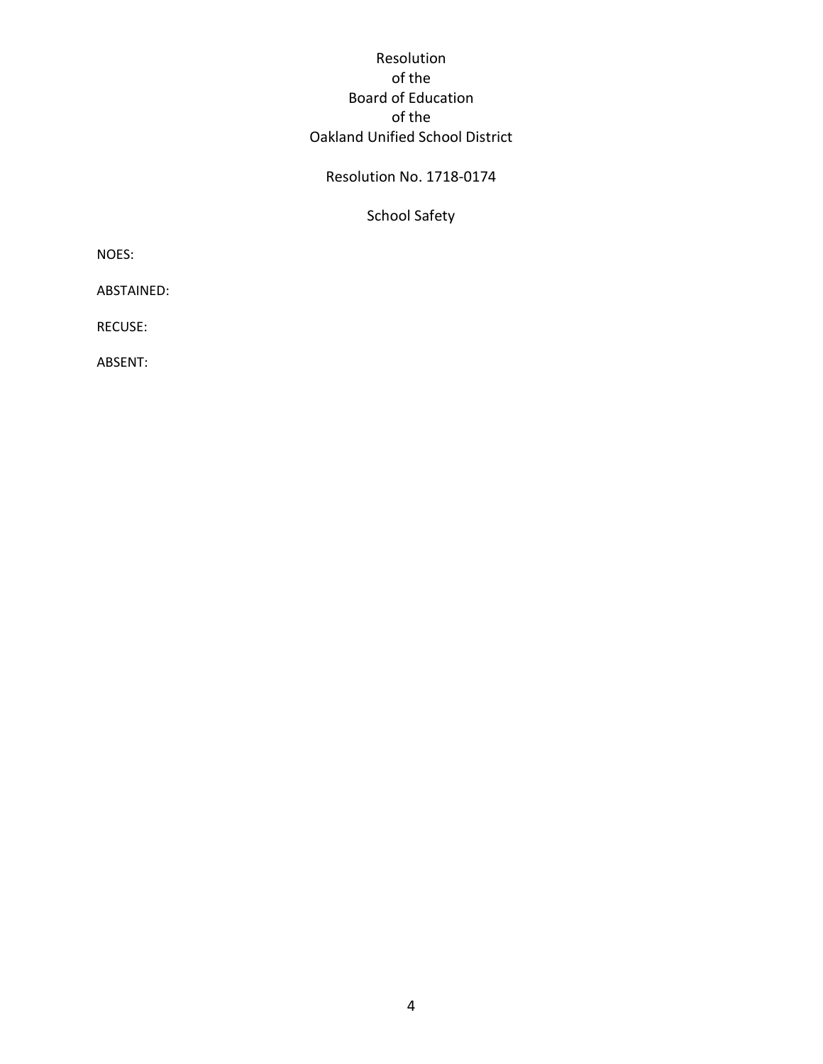Resolution
of the
Board of Education
of the
Oakland Unified School District

Resolution No. 1718-0174

School Safety

NOES:

ABSTAINED:

RECUSE:

ABSENT: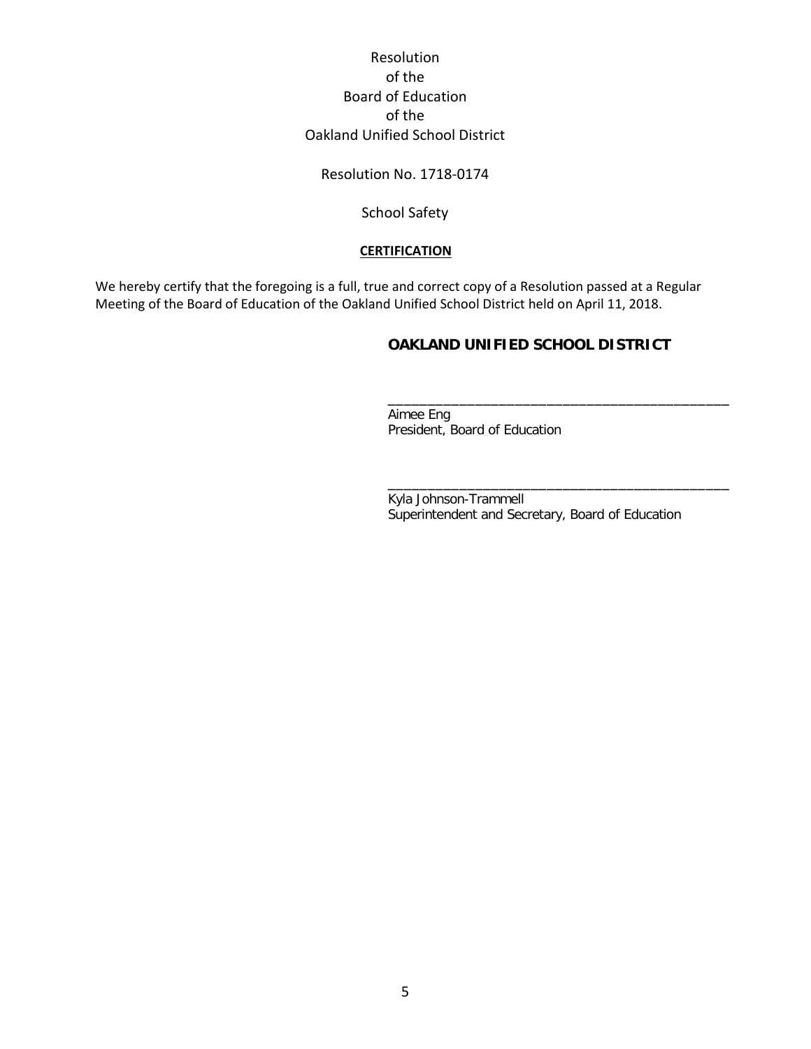Resolution
of the
Board of Education
of the
Oakland Unified School District

Resolution No. 1718-0174

School Safety

**CERTIFICATION**

We hereby certify that the foregoing is a full, true and correct copy of a Resolution passed at a Regular Meeting of the Board of Education of the Oakland Unified School District held on April 11, 2018.

**OAKLAND UNIFIED SCHOOL DISTRICT**

_____________________________________________
Aimee Eng
President, Board of Education

_____________________________________________
Kyla Johnson-Trammell
Superintendent and Secretary, Board of Education